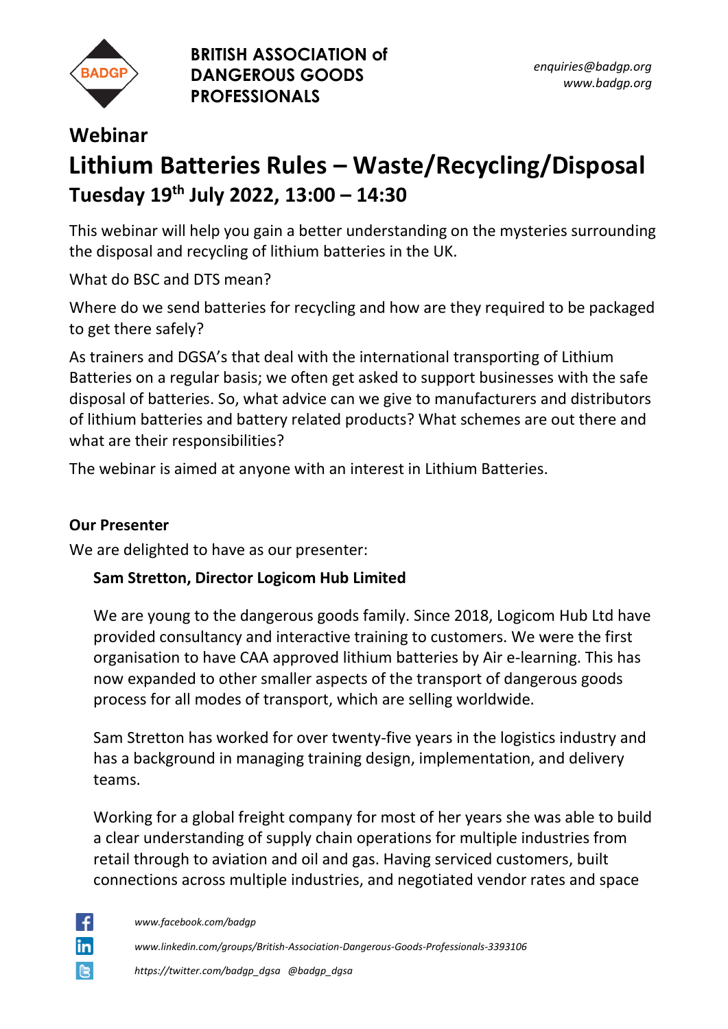**BRITISH ASSOCIATION of DANGEROUS GOODS PROFESSIONALS**

*enquiries@badgp.org*
*www.badgp.org*

## Webinar

# Lithium Batteries Rules – Waste/Recycling/Disposal

### Tuesday 19th July 2022, 13:00 – 14:30

This webinar will help you gain a better understanding on the mysteries surrounding the disposal and recycling of lithium batteries in the UK.

What do BSC and DTS mean?

Where do we send batteries for recycling and how are they required to be packaged to get there safely?

As trainers and DGSA's that deal with the international transporting of Lithium Batteries on a regular basis; we often get asked to support businesses with the safe disposal of batteries. So, what advice can we give to manufacturers and distributors of lithium batteries and battery related products? What schemes are out there and what are their responsibilities?

The webinar is aimed at anyone with an interest in Lithium Batteries.

**Our Presenter**

We are delighted to have as our presenter:

**Sam Stretton, Director Logicom Hub Limited**

We are young to the dangerous goods family. Since 2018, Logicom Hub Ltd have provided consultancy and interactive training to customers. We were the first organisation to have CAA approved lithium batteries by Air e-learning. This has now expanded to other smaller aspects of the transport of dangerous goods process for all modes of transport, which are selling worldwide.

Sam Stretton has worked for over twenty-five years in the logistics industry and has a background in managing training design, implementation, and delivery teams.

Working for a global freight company for most of her years she was able to build a clear understanding of supply chain operations for multiple industries from retail through to aviation and oil and gas. Having serviced customers, built connections across multiple industries, and negotiated vendor rates and space

*www.facebook.com/badgp*

*www.linkedin.com/groups/British-Association-Dangerous-Goods-Professionals-3393106*

*https://twitter.com/badgp_dgsa @badgp_dgsa*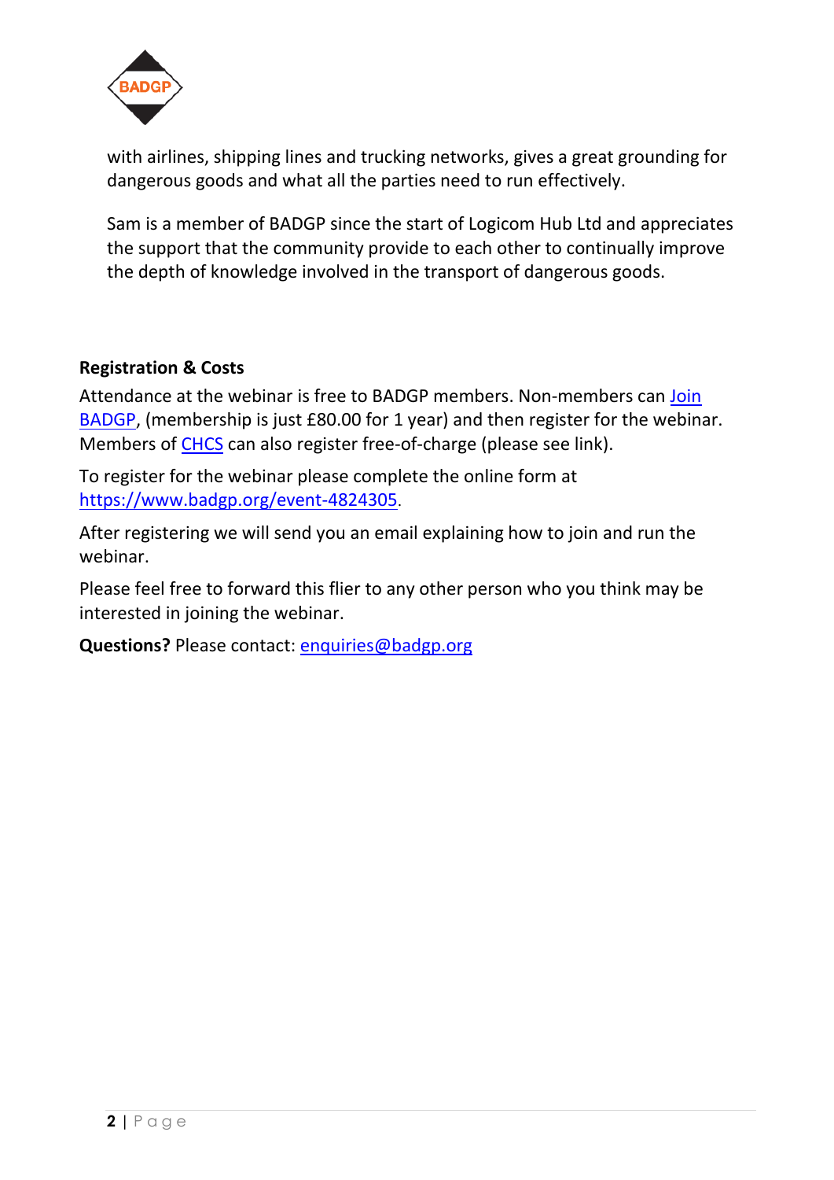with airlines, shipping lines and trucking networks, gives a great grounding for dangerous goods and what all the parties need to run effectively.

Sam is a member of BADGP since the start of Logicom Hub Ltd and appreciates the support that the community provide to each other to continually improve the depth of knowledge involved in the transport of dangerous goods.

**Registration & Costs**

Attendance at the webinar is free to BADGP members. Non-members can Join BADGP, (membership is just £80.00 for 1 year) and then register for the webinar. Members of CHCS can also register free-of-charge (please see link).

To register for the webinar please complete the online form at https://www.badgp.org/event-4824305.

After registering we will send you an email explaining how to join and run the webinar.

Please feel free to forward this flier to any other person who you think may be interested in joining the webinar.

**Questions?** Please contact: enquiries@badgp.org